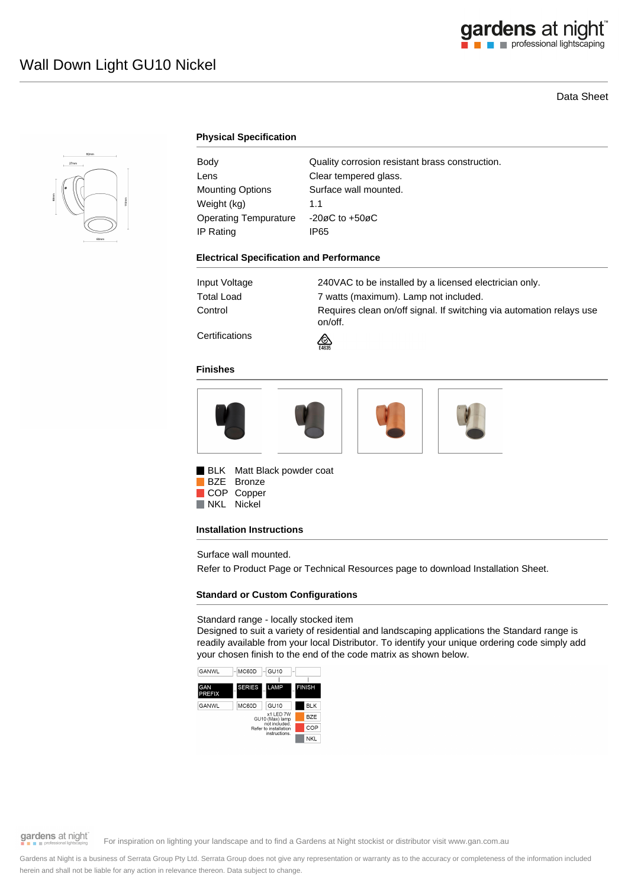# Wall Down Light GU10 Nickel

Data Sheet

## Physical Specification

| | |
|---|---|
| Body | Quality corrosion resistant brass construction. |
| Lens | Clear tempered glass. |
| Mounting Options | Surface wall mounted. |
| Weight (kg) | 1.1 |
| Operating Tempurature | -20øC to +50øC |
| IP Rating | IP65 |

## Electrical Specification and Performance

| | |
|---|---|
| Input Voltage | 240VAC to be installed by a licensed electrician only. |
| Total Load | 7 watts (maximum). Lamp not included. |
| Control | Requires clean on/off signal. If switching via automation relays use on/off. |
| Certifications | E4635 |

## Finishes

- BLK Matt Black powder coat
- BZE Bronze
- COP Copper
- NKL Nickel

## Installation Instructions

Surface wall mounted.

Refer to Product Page or Technical Resources page to download Installation Sheet.

## Standard or Custom Configurations

Standard range - locally stocked item

Designed to suit a variety of residential and landscaping applications the Standard range is readily available from your local Distributor. To identify your unique ordering code simply add your chosen finish to the end of the code matrix as shown below.

| GAN PREFIX | SERIES | LAMP | FINISH |
|---|---|---|---|
| GANWL | MC60D | GU10 | BLK |
| | | x1 LED 7W GU10 (Max) lamp not included. Refer to installation instructions. | BZE |
| | | | COP |
| | | | NKL |

For inspiration on lighting your landscape and to find a Gardens at Night stockist or distributor visit www.gan.com.au

Gardens at Night is a business of Serrata Group Pty Ltd. Serrata Group does not give any representation or warranty as to the accuracy or completeness of the information included herein and shall not be liable for any action in relevance thereon. Data subject to change.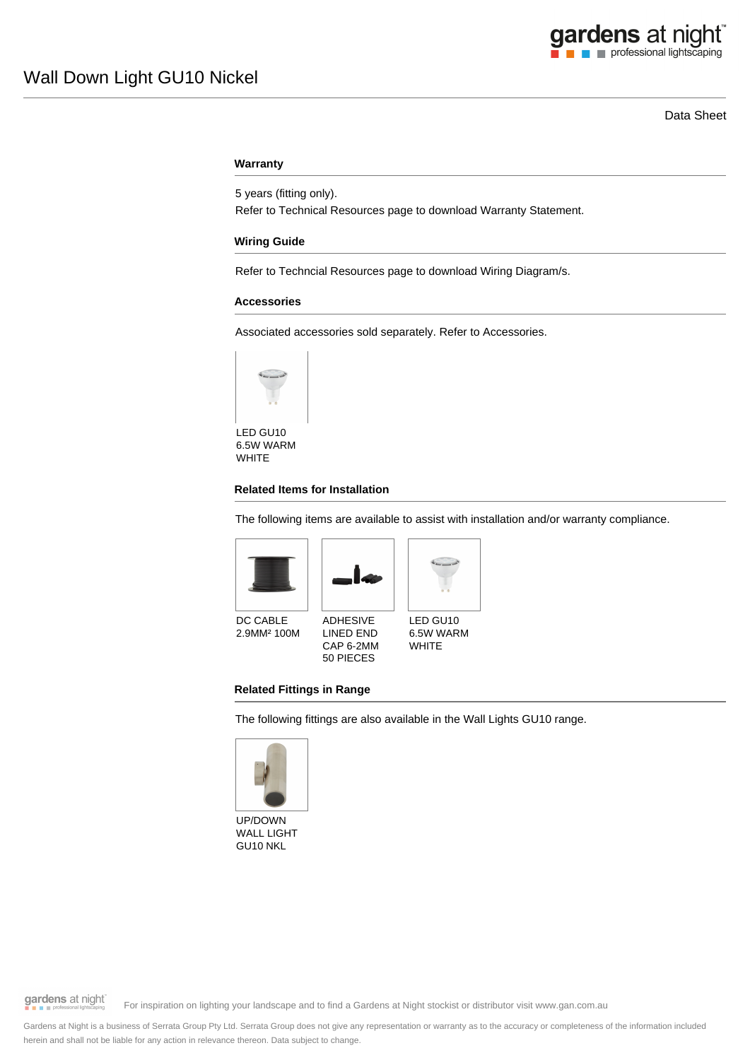# Wall Down Light GU10 Nickel

Data Sheet

## Warranty

5 years (fitting only).

Refer to Technical Resources page to download Warranty Statement.

## Wiring Guide

Refer to Techncial Resources page to download Wiring Diagram/s.

## Accessories

Associated accessories sold separately. Refer to Accessories.

LED GU10 6.5W WARM WHITE

## Related Items for Installation

The following items are available to assist with installation and/or warranty compliance.

DC CABLE 2.9MM² 100M

ADHESIVE LINED END CAP 6-2MM 50 PIECES

LED GU10 6.5W WARM WHITE

## Related Fittings in Range

The following fittings are also available in the Wall Lights GU10 range.

UP/DOWN WALL LIGHT GU10 NKL

For inspiration on lighting your landscape and to find a Gardens at Night stockist or distributor visit www.gan.com.au

Gardens at Night is a business of Serrata Group Pty Ltd. Serrata Group does not give any representation or warranty as to the accuracy or completeness of the information included herein and shall not be liable for any action in relevance thereon. Data subject to change.